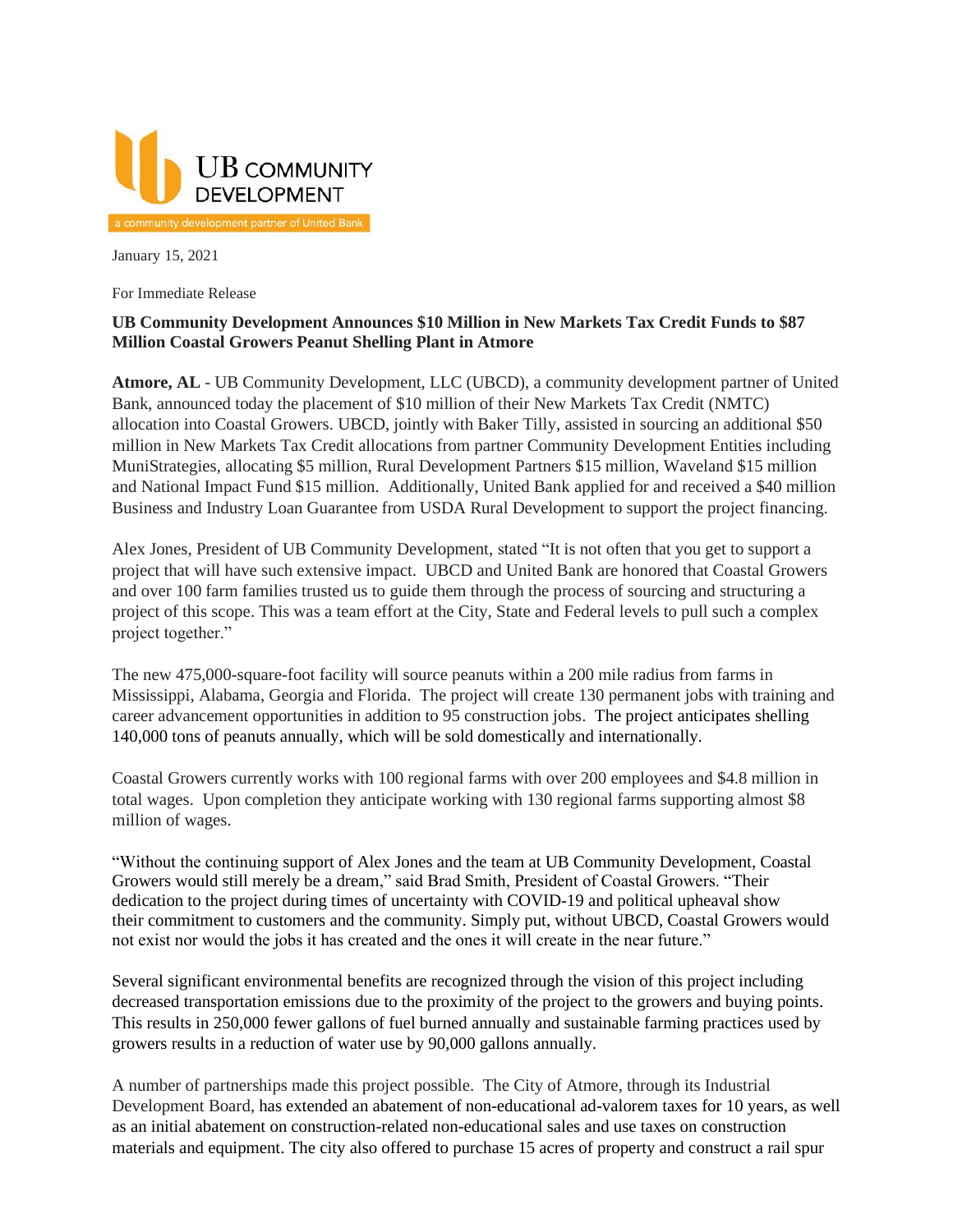UB COMMUNITY DEVELOPMENT

a community development partner of United Bank

January 15, 2021

For Immediate Release

**UB Community Development Announces $10 Million in New Markets Tax Credit Funds to $87 Million Coastal Growers Peanut Shelling Plant in Atmore**

**Atmore, AL** - UB Community Development, LLC (UBCD), a community development partner of United Bank, announced today the placement of $10 million of their New Markets Tax Credit (NMTC) allocation into Coastal Growers. UBCD, jointly with Baker Tilly, assisted in sourcing an additional $50 million in New Markets Tax Credit allocations from partner Community Development Entities including MuniStrategies, allocating $5 million, Rural Development Partners $15 million, Waveland $15 million and National Impact Fund $15 million. Additionally, United Bank applied for and received a $40 million Business and Industry Loan Guarantee from USDA Rural Development to support the project financing.

Alex Jones, President of UB Community Development, stated "It is not often that you get to support a project that will have such extensive impact. UBCD and United Bank are honored that Coastal Growers and over 100 farm families trusted us to guide them through the process of sourcing and structuring a project of this scope. This was a team effort at the City, State and Federal levels to pull such a complex project together."

The new 475,000-square-foot facility will source peanuts within a 200 mile radius from farms in Mississippi, Alabama, Georgia and Florida. The project will create 130 permanent jobs with training and career advancement opportunities in addition to 95 construction jobs. The project anticipates shelling 140,000 tons of peanuts annually, which will be sold domestically and internationally.

Coastal Growers currently works with 100 regional farms with over 200 employees and $4.8 million in total wages. Upon completion they anticipate working with 130 regional farms supporting almost $8 million of wages.

"Without the continuing support of Alex Jones and the team at UB Community Development, Coastal Growers would still merely be a dream," said Brad Smith, President of Coastal Growers. "Their dedication to the project during times of uncertainty with COVID-19 and political upheaval show their commitment to customers and the community. Simply put, without UBCD, Coastal Growers would not exist nor would the jobs it has created and the ones it will create in the near future."

Several significant environmental benefits are recognized through the vision of this project including decreased transportation emissions due to the proximity of the project to the growers and buying points. This results in 250,000 fewer gallons of fuel burned annually and sustainable farming practices used by growers results in a reduction of water use by 90,000 gallons annually.

A number of partnerships made this project possible. The City of Atmore, through its Industrial Development Board, has extended an abatement of non-educational ad-valorem taxes for 10 years, as well as an initial abatement on construction-related non-educational sales and use taxes on construction materials and equipment. The city also offered to purchase 15 acres of property and construct a rail spur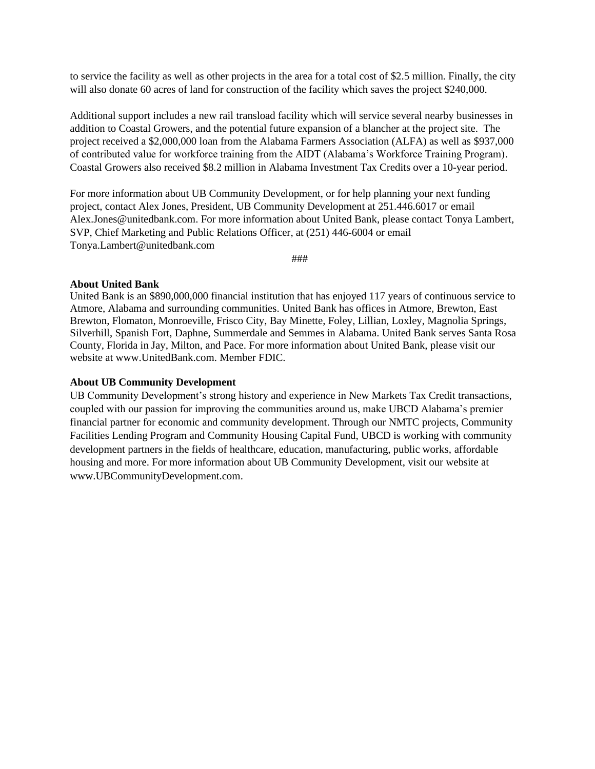to service the facility as well as other projects in the area for a total cost of $2.5 million. Finally, the city will also donate 60 acres of land for construction of the facility which saves the project $240,000.

Additional support includes a new rail transload facility which will service several nearby businesses in addition to Coastal Growers, and the potential future expansion of a blancher at the project site. The project received a $2,000,000 loan from the Alabama Farmers Association (ALFA) as well as $937,000 of contributed value for workforce training from the AIDT (Alabama's Workforce Training Program). Coastal Growers also received $8.2 million in Alabama Investment Tax Credits over a 10-year period.

For more information about UB Community Development, or for help planning your next funding project, contact Alex Jones, President, UB Community Development at 251.446.6017 or email Alex.Jones@unitedbank.com. For more information about United Bank, please contact Tonya Lambert, SVP, Chief Marketing and Public Relations Officer, at (251) 446-6004 or email Tonya.Lambert@unitedbank.com

###

**About United Bank**

United Bank is an $890,000,000 financial institution that has enjoyed 117 years of continuous service to Atmore, Alabama and surrounding communities. United Bank has offices in Atmore, Brewton, East Brewton, Flomaton, Monroeville, Frisco City, Bay Minette, Foley, Lillian, Loxley, Magnolia Springs, Silverhill, Spanish Fort, Daphne, Summerdale and Semmes in Alabama. United Bank serves Santa Rosa County, Florida in Jay, Milton, and Pace. For more information about United Bank, please visit our website at www.UnitedBank.com. Member FDIC.

**About UB Community Development**

UB Community Development's strong history and experience in New Markets Tax Credit transactions, coupled with our passion for improving the communities around us, make UBCD Alabama's premier financial partner for economic and community development. Through our NMTC projects, Community Facilities Lending Program and Community Housing Capital Fund, UBCD is working with community development partners in the fields of healthcare, education, manufacturing, public works, affordable housing and more. For more information about UB Community Development, visit our website at www.UBCommunityDevelopment.com.